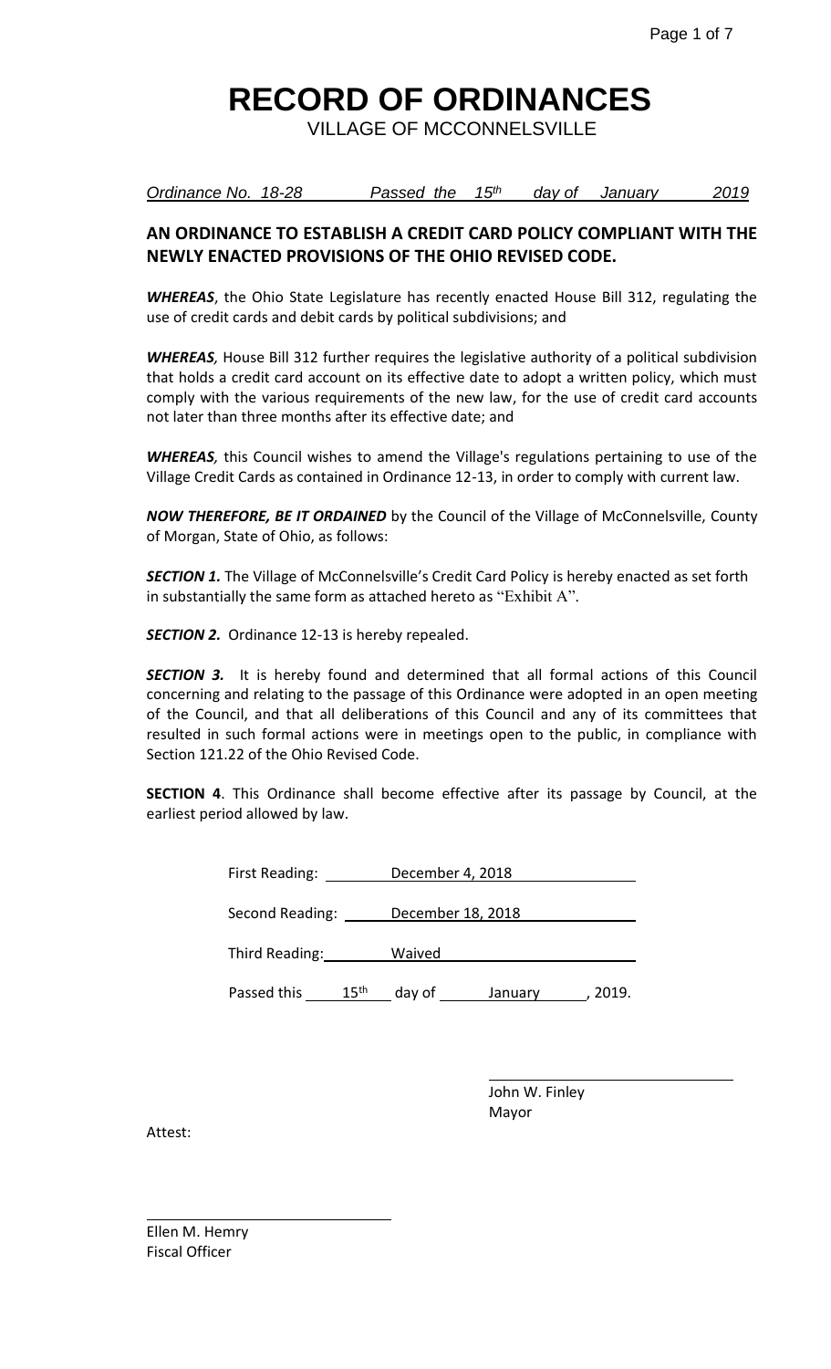# RECORD OF ORDINANCES

VILLAGE OF MCCONNELSVILLE

*Ordinance No. 18-28 Passed the 15th day of January 2019*

## AN ORDINANCE TO ESTABLISH A CREDIT CARD POLICY COMPLIANT WITH THE NEWLY ENACTED PROVISIONS OF THE OHIO REVISED CODE.

***WHEREAS***, the Ohio State Legislature has recently enacted House Bill 312, regulating the use of credit cards and debit cards by political subdivisions; and

***WHEREAS,*** House Bill 312 further requires the legislative authority of a political subdivision that holds a credit card account on its effective date to adopt a written policy, which must comply with the various requirements of the new law, for the use of credit card accounts not later than three months after its effective date; and

***WHEREAS,*** this Council wishes to amend the Village's regulations pertaining to use of the Village Credit Cards as contained in Ordinance 12-13, in order to comply with current law.

***NOW THEREFORE, BE IT ORDAINED*** by the Council of the Village of McConnelsville, County of Morgan, State of Ohio, as follows:

***SECTION 1.*** The Village of McConnelsville's Credit Card Policy is hereby enacted as set forth in substantially the same form as attached hereto as "Exhibit A".

***SECTION 2.*** Ordinance 12-13 is hereby repealed.

***SECTION 3.*** It is hereby found and determined that all formal actions of this Council concerning and relating to the passage of this Ordinance were adopted in an open meeting of the Council, and that all deliberations of this Council and any of its committees that resulted in such formal actions were in meetings open to the public, in compliance with Section 121.22 of the Ohio Revised Code.

**SECTION 4**. This Ordinance shall become effective after its passage by Council, at the earliest period allowed by law.

First Reading: December 4, 2018

Second Reading: December 18, 2018

Third Reading: Waived

Passed this 15th day of January, 2019.

John W. Finley
Mayor

Attest:

Ellen M. Hemry
Fiscal Officer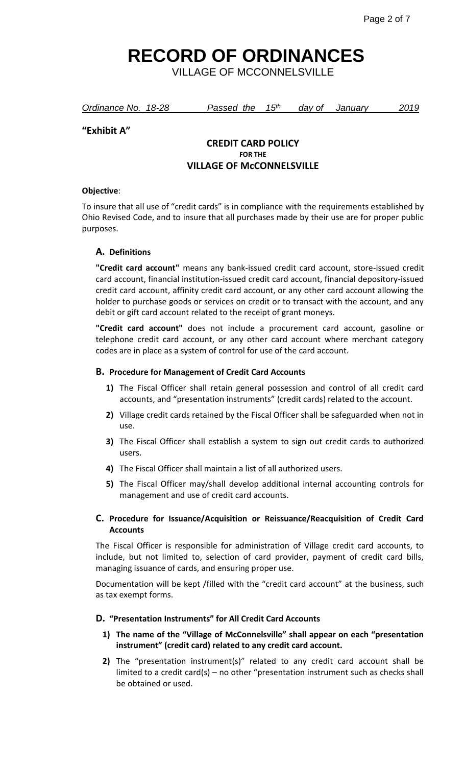# RECORD OF ORDINANCES

VILLAGE OF MCCONNELSVILLE

*Ordinance No. 18-28 Passed the 15th day of January 2019*

**"Exhibit A"**

## CREDIT CARD POLICY
**FOR THE**
## VILLAGE OF McCONNELSVILLE

**Objective**:

To insure that all use of "credit cards" is in compliance with the requirements established by Ohio Revised Code, and to insure that all purchases made by their use are for proper public purposes.

### A. Definitions

**"Credit card account"** means any bank-issued credit card account, store-issued credit card account, financial institution-issued credit card account, financial depository-issued credit card account, affinity credit card account, or any other card account allowing the holder to purchase goods or services on credit or to transact with the account, and any debit or gift card account related to the receipt of grant moneys.

**"Credit card account"** does not include a procurement card account, gasoline or telephone credit card account, or any other card account where merchant category codes are in place as a system of control for use of the card account.

### B. Procedure for Management of Credit Card Accounts

1) The Fiscal Officer shall retain general possession and control of all credit card accounts, and "presentation instruments" (credit cards) related to the account.
2) Village credit cards retained by the Fiscal Officer shall be safeguarded when not in use.
3) The Fiscal Officer shall establish a system to sign out credit cards to authorized users.
4) The Fiscal Officer shall maintain a list of all authorized users.
5) The Fiscal Officer may/shall develop additional internal accounting controls for management and use of credit card accounts.

### C. Procedure for Issuance/Acquisition or Reissuance/Reacquisition of Credit Card Accounts

The Fiscal Officer is responsible for administration of Village credit card accounts, to include, but not limited to, selection of card provider, payment of credit card bills, managing issuance of cards, and ensuring proper use.

Documentation will be kept /filled with the "credit card account" at the business, such as tax exempt forms.

### D. "Presentation Instruments" for All Credit Card Accounts

1) **The name of the "Village of McConnelsville" shall appear on each "presentation instrument" (credit card) related to any credit card account.**
2) The "presentation instrument(s)" related to any credit card account shall be limited to a credit card(s) – no other "presentation instrument such as checks shall be obtained or used.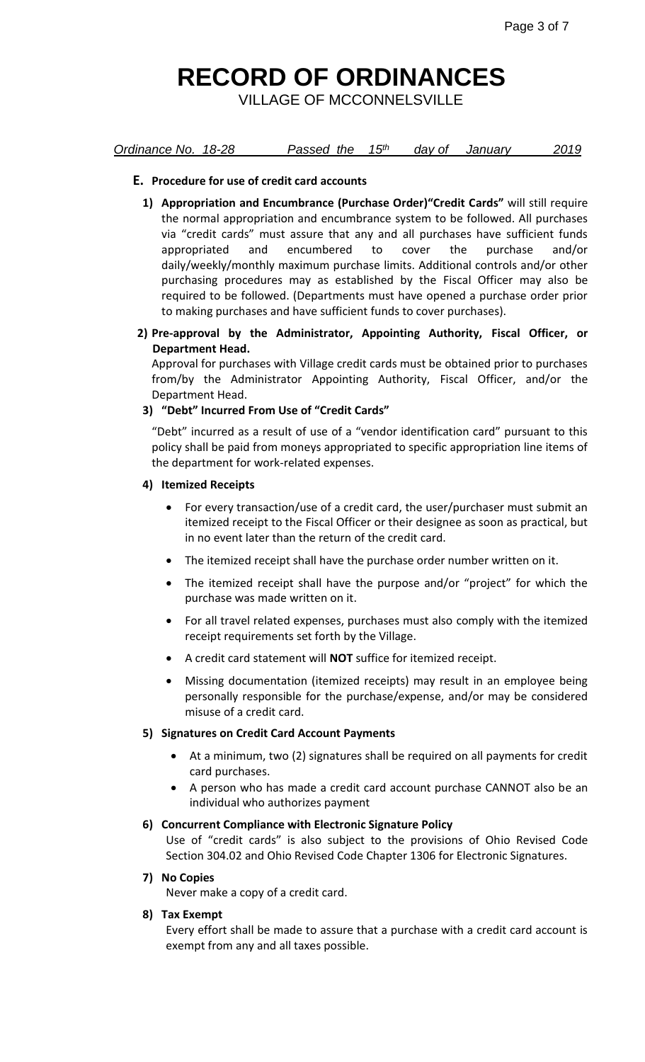# RECORD OF ORDINANCES

VILLAGE OF MCCONNELSVILLE

*Ordinance No. 18-28 Passed the 15th day of January 2019*

**E. Procedure for use of credit card accounts**

1) **Appropriation and Encumbrance (Purchase Order)"Credit Cards"** will still require the normal appropriation and encumbrance system to be followed. All purchases via "credit cards" must assure that any and all purchases have sufficient funds appropriated and encumbered to cover the purchase and/or daily/weekly/monthly maximum purchase limits. Additional controls and/or other purchasing procedures may as established by the Fiscal Officer may also be required to be followed. (Departments must have opened a purchase order prior to making purchases and have sufficient funds to cover purchases).

2) **Pre-approval by the Administrator, Appointing Authority, Fiscal Officer, or Department Head.**
Approval for purchases with Village credit cards must be obtained prior to purchases from/by the Administrator Appointing Authority, Fiscal Officer, and/or the Department Head.

3) **"Debt" Incurred From Use of "Credit Cards"**

"Debt" incurred as a result of use of a "vendor identification card" pursuant to this policy shall be paid from moneys appropriated to specific appropriation line items of the department for work-related expenses.

4) **Itemized Receipts**

- For every transaction/use of a credit card, the user/purchaser must submit an itemized receipt to the Fiscal Officer or their designee as soon as practical, but in no event later than the return of the credit card.
- The itemized receipt shall have the purchase order number written on it.
- The itemized receipt shall have the purpose and/or "project" for which the purchase was made written on it.
- For all travel related expenses, purchases must also comply with the itemized receipt requirements set forth by the Village.
- A credit card statement will **NOT** suffice for itemized receipt.
- Missing documentation (itemized receipts) may result in an employee being personally responsible for the purchase/expense, and/or may be considered misuse of a credit card.

5) **Signatures on Credit Card Account Payments**

- At a minimum, two (2) signatures shall be required on all payments for credit card purchases.
- A person who has made a credit card account purchase CANNOT also be an individual who authorizes payment

6) **Concurrent Compliance with Electronic Signature Policy**
Use of "credit cards" is also subject to the provisions of Ohio Revised Code Section 304.02 and Ohio Revised Code Chapter 1306 for Electronic Signatures.

7) **No Copies**
Never make a copy of a credit card.

8) **Tax Exempt**
Every effort shall be made to assure that a purchase with a credit card account is exempt from any and all taxes possible.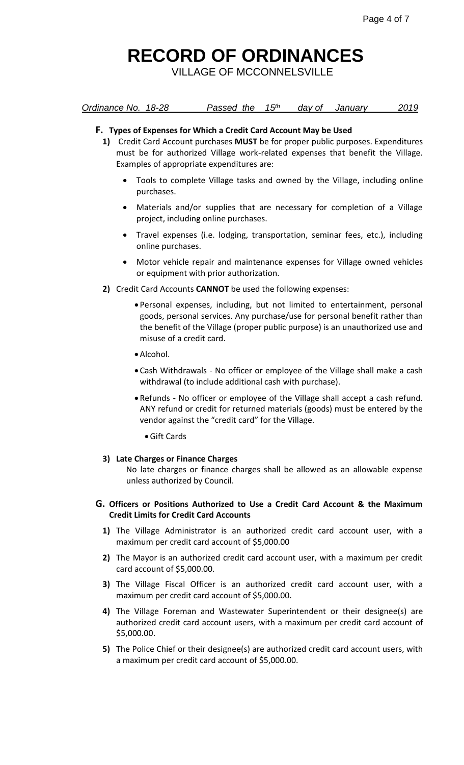# RECORD OF ORDINANCES

VILLAGE OF MCCONNELSVILLE

*Ordinance No. 18-28 Passed the 15th day of January 2019*

### F. Types of Expenses for Which a Credit Card Account May be Used

**1)** Credit Card Account purchases **MUST** be for proper public purposes. Expenditures must be for authorized Village work-related expenses that benefit the Village. Examples of appropriate expenditures are:

- Tools to complete Village tasks and owned by the Village, including online purchases.
- Materials and/or supplies that are necessary for completion of a Village project, including online purchases.
- Travel expenses (i.e. lodging, transportation, seminar fees, etc.), including online purchases.
- Motor vehicle repair and maintenance expenses for Village owned vehicles or equipment with prior authorization.

**2)** Credit Card Accounts **CANNOT** be used the following expenses:

- Personal expenses, including, but not limited to entertainment, personal goods, personal services. Any purchase/use for personal benefit rather than the benefit of the Village (proper public purpose) is an unauthorized use and misuse of a credit card.
- Alcohol.
- Cash Withdrawals - No officer or employee of the Village shall make a cash withdrawal (to include additional cash with purchase).
- Refunds - No officer or employee of the Village shall accept a cash refund. ANY refund or credit for returned materials (goods) must be entered by the vendor against the "credit card" for the Village.
- Gift Cards

**3) Late Charges or Finance Charges**

No late charges or finance charges shall be allowed as an allowable expense unless authorized by Council.

### G. Officers or Positions Authorized to Use a Credit Card Account & the Maximum Credit Limits for Credit Card Accounts

**1)** The Village Administrator is an authorized credit card account user, with a maximum per credit card account of $5,000.00

**2)** The Mayor is an authorized credit card account user, with a maximum per credit card account of $5,000.00.

**3)** The Village Fiscal Officer is an authorized credit card account user, with a maximum per credit card account of $5,000.00.

**4)** The Village Foreman and Wastewater Superintendent or their designee(s) are authorized credit card account users, with a maximum per credit card account of $5,000.00.

**5)** The Police Chief or their designee(s) are authorized credit card account users, with a maximum per credit card account of $5,000.00.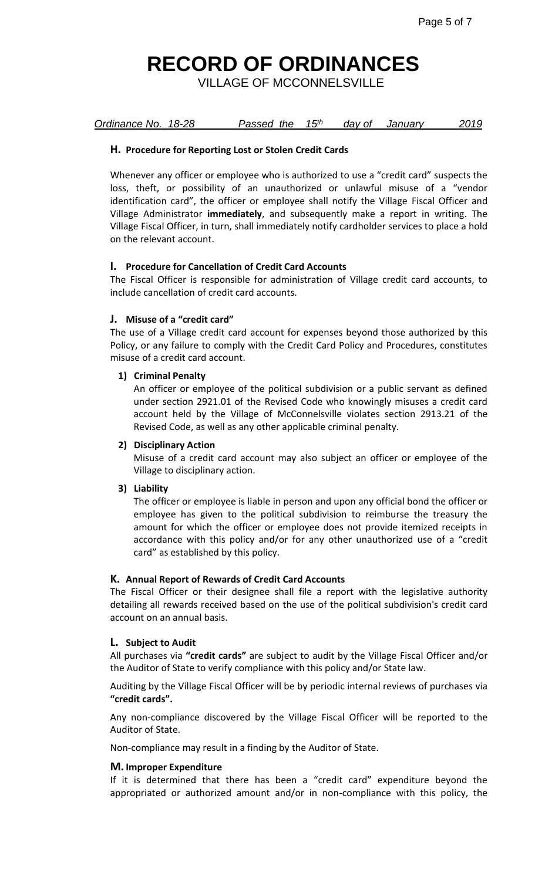# RECORD OF ORDINANCES

VILLAGE OF MCCONNELSVILLE

*Ordinance No. 18-28 Passed the 15th day of January 2019*

### H. Procedure for Reporting Lost or Stolen Credit Cards

Whenever any officer or employee who is authorized to use a "credit card" suspects the loss, theft, or possibility of an unauthorized or unlawful misuse of a "vendor identification card", the officer or employee shall notify the Village Fiscal Officer and Village Administrator **immediately**, and subsequently make a report in writing. The Village Fiscal Officer, in turn, shall immediately notify cardholder services to place a hold on the relevant account.

### I. Procedure for Cancellation of Credit Card Accounts

The Fiscal Officer is responsible for administration of Village credit card accounts, to include cancellation of credit card accounts.

### J. Misuse of a "credit card"

The use of a Village credit card account for expenses beyond those authorized by this Policy, or any failure to comply with the Credit Card Policy and Procedures, constitutes misuse of a credit card account.

**1) Criminal Penalty**

An officer or employee of the political subdivision or a public servant as defined under section 2921.01 of the Revised Code who knowingly misuses a credit card account held by the Village of McConnelsville violates section 2913.21 of the Revised Code, as well as any other applicable criminal penalty.

**2) Disciplinary Action**

Misuse of a credit card account may also subject an officer or employee of the Village to disciplinary action.

**3) Liability**

The officer or employee is liable in person and upon any official bond the officer or employee has given to the political subdivision to reimburse the treasury the amount for which the officer or employee does not provide itemized receipts in accordance with this policy and/or for any other unauthorized use of a "credit card" as established by this policy.

### K. Annual Report of Rewards of Credit Card Accounts

The Fiscal Officer or their designee shall file a report with the legislative authority detailing all rewards received based on the use of the political subdivision's credit card account on an annual basis.

### L. Subject to Audit

All purchases via **"credit cards"** are subject to audit by the Village Fiscal Officer and/or the Auditor of State to verify compliance with this policy and/or State law.

Auditing by the Village Fiscal Officer will be by periodic internal reviews of purchases via **"credit cards".**

Any non-compliance discovered by the Village Fiscal Officer will be reported to the Auditor of State.

Non-compliance may result in a finding by the Auditor of State.

### M. Improper Expenditure

If it is determined that there has been a "credit card" expenditure beyond the appropriated or authorized amount and/or in non-compliance with this policy, the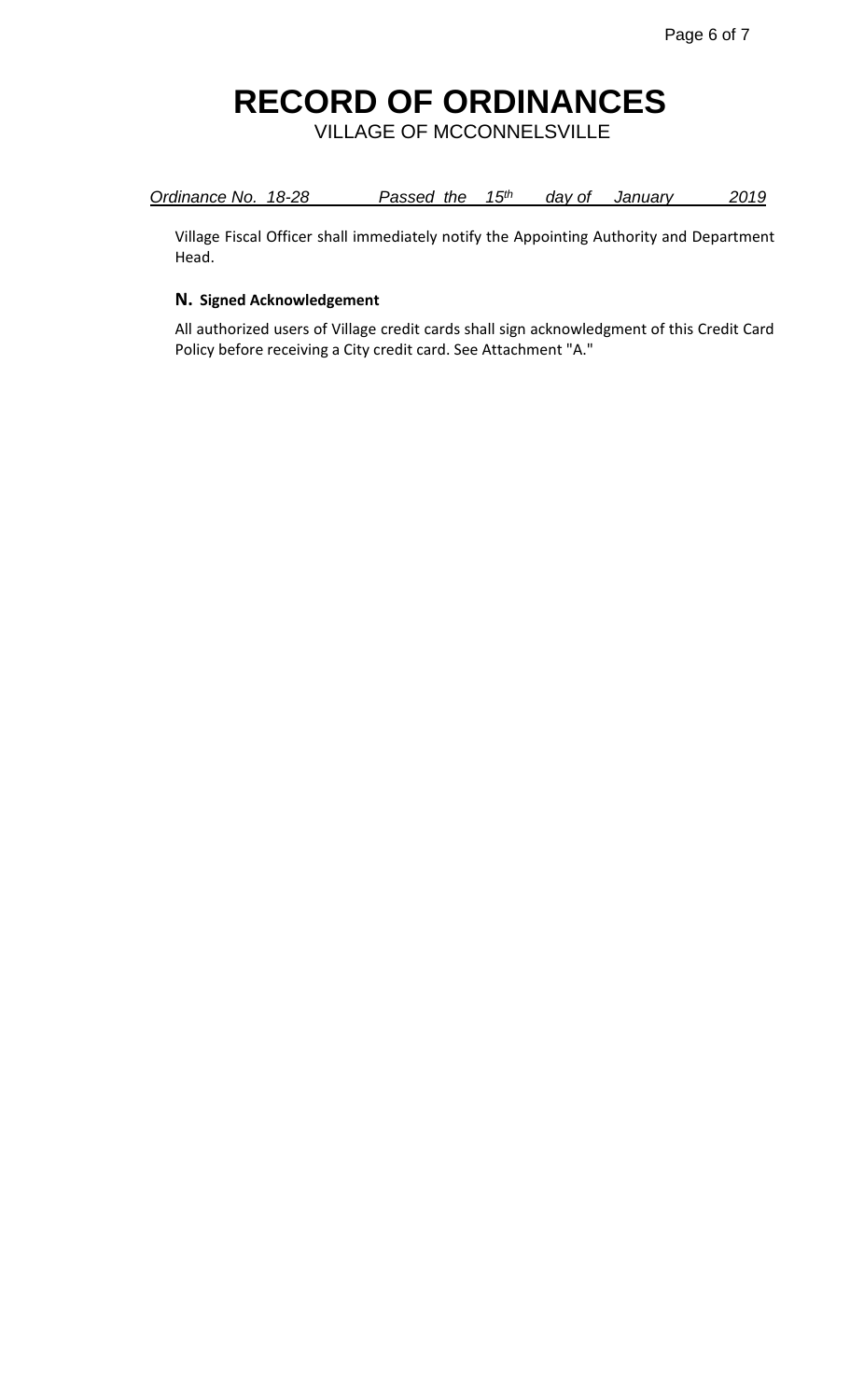# RECORD OF ORDINANCES

VILLAGE OF MCCONNELSVILLE

*Ordinance No. 18-28 Passed the 15th day of January 2019*

Village Fiscal Officer shall immediately notify the Appointing Authority and Department Head.

**N. Signed Acknowledgement**

All authorized users of Village credit cards shall sign acknowledgment of this Credit Card Policy before receiving a City credit card. See Attachment "A."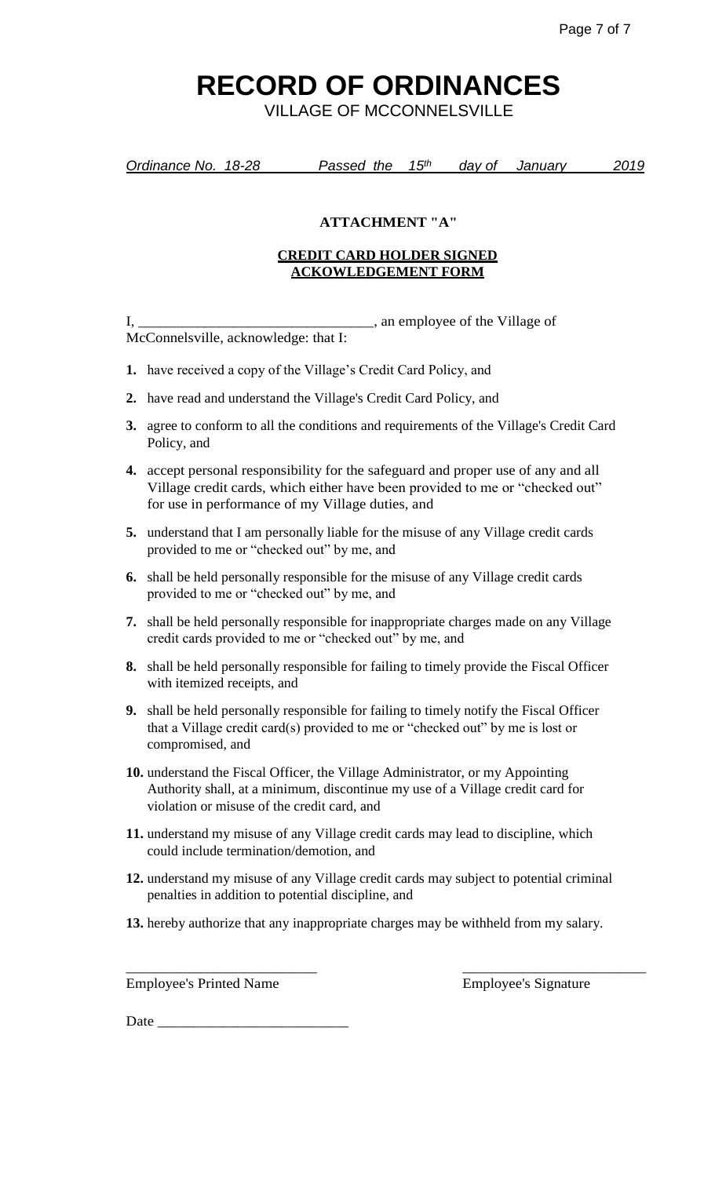# RECORD OF ORDINANCES

VILLAGE OF MCCONNELSVILLE

*Ordinance No. 18-28 Passed the 15th day of January 2019*

**ATTACHMENT "A"**

**CREDIT CARD HOLDER SIGNED ACKOWLEDGEMENT FORM**

I, _______________________________, an employee of the Village of McConnelsville, acknowledge: that I:

1. have received a copy of the Village's Credit Card Policy, and
2. have read and understand the Village's Credit Card Policy, and
3. agree to conform to all the conditions and requirements of the Village's Credit Card Policy, and
4. accept personal responsibility for the safeguard and proper use of any and all Village credit cards, which either have been provided to me or "checked out" for use in performance of my Village duties, and
5. understand that I am personally liable for the misuse of any Village credit cards provided to me or "checked out" by me, and
6. shall be held personally responsible for the misuse of any Village credit cards provided to me or "checked out" by me, and
7. shall be held personally responsible for inappropriate charges made on any Village credit cards provided to me or "checked out" by me, and
8. shall be held personally responsible for failing to timely provide the Fiscal Officer with itemized receipts, and
9. shall be held personally responsible for failing to timely notify the Fiscal Officer that a Village credit card(s) provided to me or "checked out" by me is lost or compromised, and
10. understand the Fiscal Officer, the Village Administrator, or my Appointing Authority shall, at a minimum, discontinue my use of a Village credit card for violation or misuse of the credit card, and
11. understand my misuse of any Village credit cards may lead to discipline, which could include termination/demotion, and
12. understand my misuse of any Village credit cards may subject to potential criminal penalties in addition to potential discipline, and
13. hereby authorize that any inappropriate charges may be withheld from my salary.

__________________________ __________________________

Employee's Printed Name Employee's Signature

Date __________________________